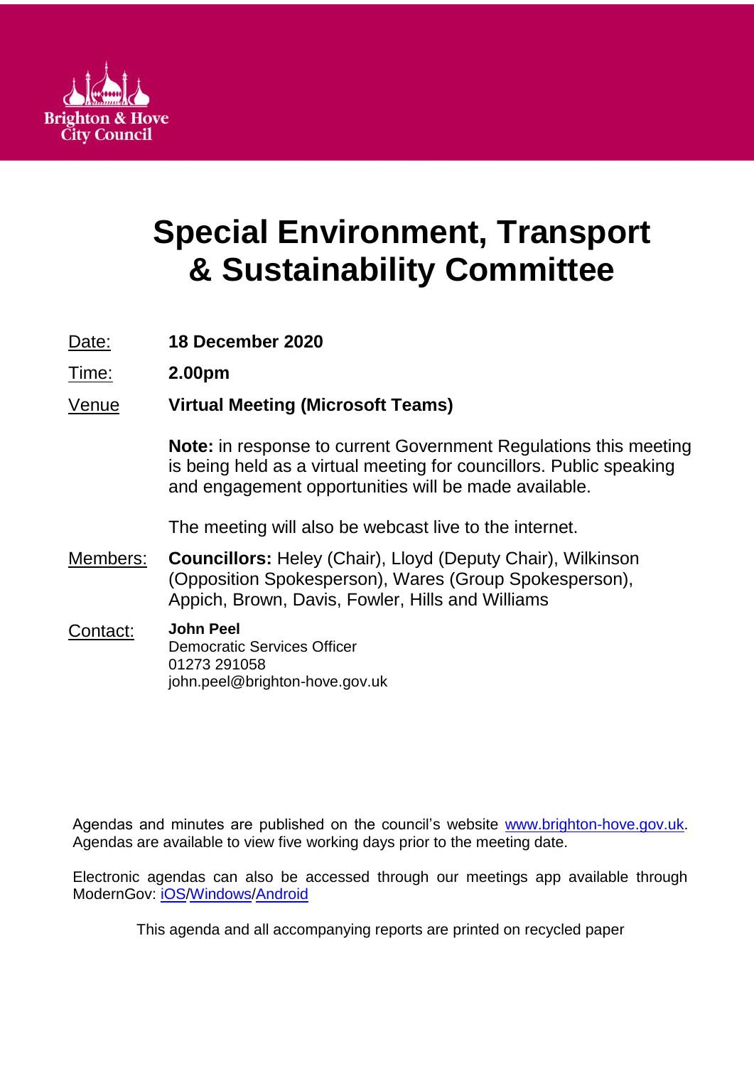Brighton & Hove City Council

# Special Environment, Transport & Sustainability Committee

Date: **18 December 2020**

Time: **2.00pm**

Venue **Virtual Meeting (Microsoft Teams)**

**Note:** in response to current Government Regulations this meeting is being held as a virtual meeting for councillors. Public speaking and engagement opportunities will be made available.

The meeting will also be webcast live to the internet.

Members: **Councillors:** Heley (Chair), Lloyd (Deputy Chair), Wilkinson (Opposition Spokesperson), Wares (Group Spokesperson), Appich, Brown, Davis, Fowler, Hills and Williams

Contact: **John Peel**
Democratic Services Officer
01273 291058
john.peel@brighton-hove.gov.uk

Agendas and minutes are published on the council's website www.brighton-hove.gov.uk. Agendas are available to view five working days prior to the meeting date.

Electronic agendas can also be accessed through our meetings app available through ModernGov: iOS/Windows/Android

This agenda and all accompanying reports are printed on recycled paper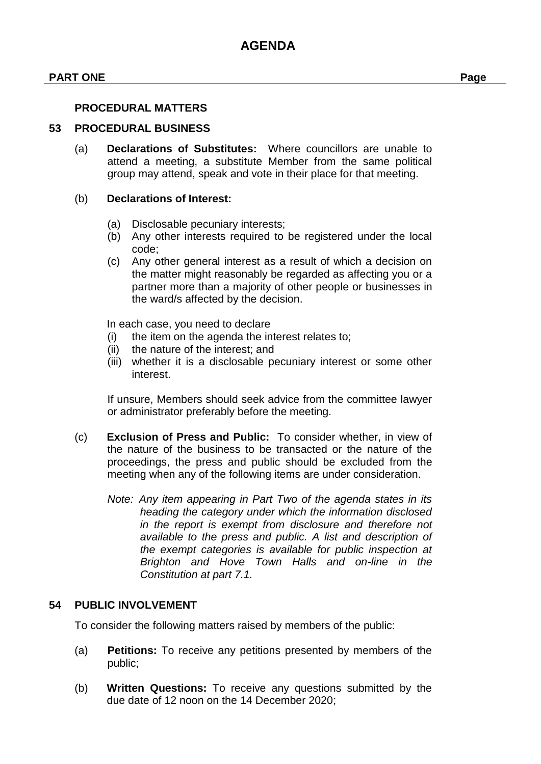# AGENDA

**PART ONE** **Page**

**PROCEDURAL MATTERS**

**53 PROCEDURAL BUSINESS**

(a) **Declarations of Substitutes:** Where councillors are unable to attend a meeting, a substitute Member from the same political group may attend, speak and vote in their place for that meeting.

(b) **Declarations of Interest:**

(a) Disclosable pecuniary interests;
(b) Any other interests required to be registered under the local code;
(c) Any other general interest as a result of which a decision on the matter might reasonably be regarded as affecting you or a partner more than a majority of other people or businesses in the ward/s affected by the decision.

In each case, you need to declare
(i) the item on the agenda the interest relates to;
(ii) the nature of the interest; and
(iii) whether it is a disclosable pecuniary interest or some other interest.

If unsure, Members should seek advice from the committee lawyer or administrator preferably before the meeting.

(c) **Exclusion of Press and Public:** To consider whether, in view of the nature of the business to be transacted or the nature of the proceedings, the press and public should be excluded from the meeting when any of the following items are under consideration.

*Note: Any item appearing in Part Two of the agenda states in its heading the category under which the information disclosed in the report is exempt from disclosure and therefore not available to the press and public. A list and description of the exempt categories is available for public inspection at Brighton and Hove Town Halls and on-line in the Constitution at part 7.1.*

**54 PUBLIC INVOLVEMENT**

To consider the following matters raised by members of the public:

(a) **Petitions:** To receive any petitions presented by members of the public;

(b) **Written Questions:** To receive any questions submitted by the due date of 12 noon on the 14 December 2020;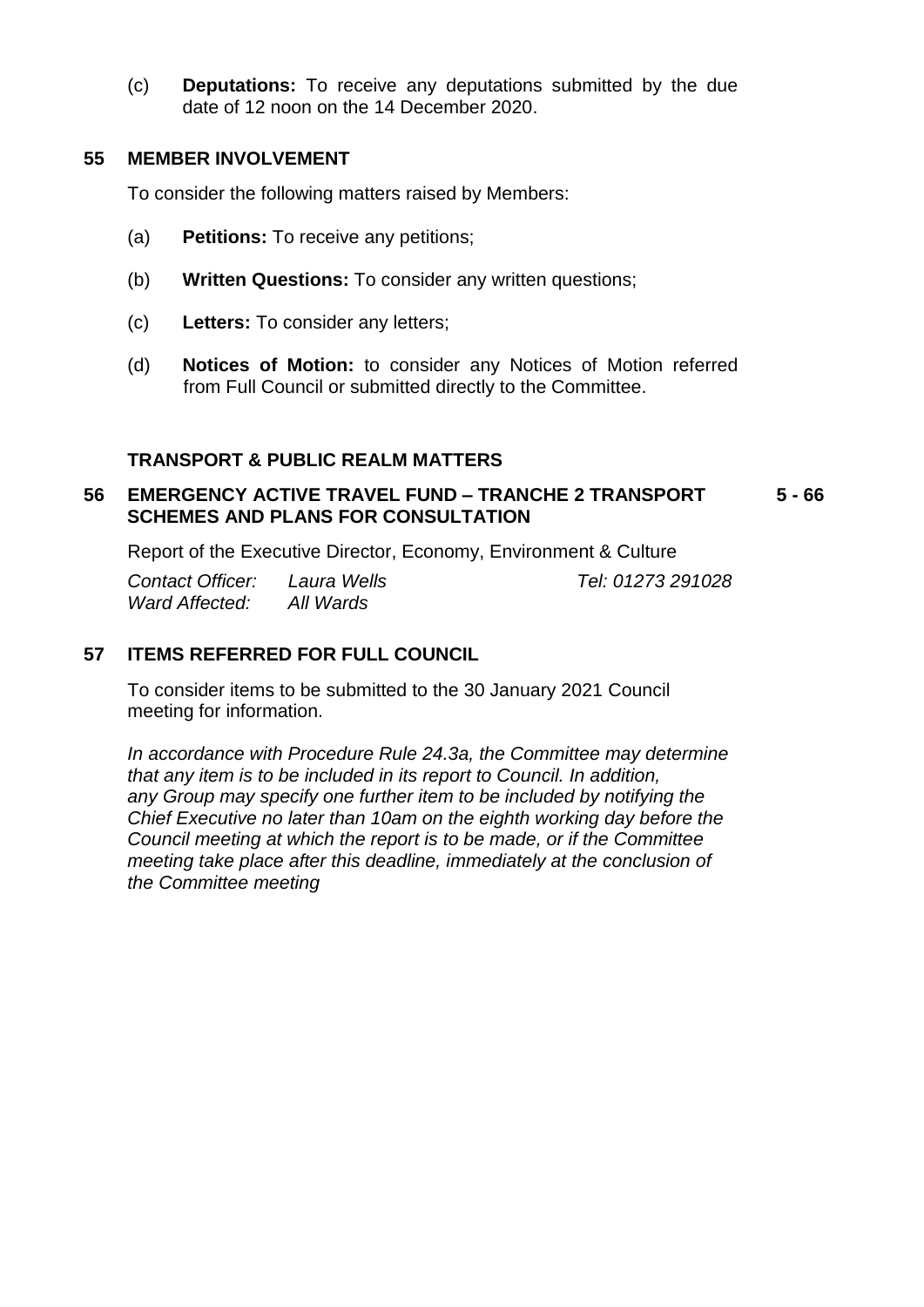(c) **Deputations:** To receive any deputations submitted by the due date of 12 noon on the 14 December 2020.

## 55 MEMBER INVOLVEMENT

To consider the following matters raised by Members:

(a) **Petitions:** To receive any petitions;

(b) **Written Questions:** To consider any written questions;

(c) **Letters:** To consider any letters;

(d) **Notices of Motion:** to consider any Notices of Motion referred from Full Council or submitted directly to the Committee.

### TRANSPORT & PUBLIC REALM MATTERS

## 56 EMERGENCY ACTIVE TRAVEL FUND – TRANCHE 2 TRANSPORT SCHEMES AND PLANS FOR CONSULTATION — 5 - 66

Report of the Executive Director, Economy, Environment & Culture

*Contact Officer:* *Laura Wells* *Tel: 01273 291028*
*Ward Affected:* *All Wards*

## 57 ITEMS REFERRED FOR FULL COUNCIL

To consider items to be submitted to the 30 January 2021 Council meeting for information.

*In accordance with Procedure Rule 24.3a, the Committee may determine that any item is to be included in its report to Council. In addition, any Group may specify one further item to be included by notifying the Chief Executive no later than 10am on the eighth working day before the Council meeting at which the report is to be made, or if the Committee meeting take place after this deadline, immediately at the conclusion of the Committee meeting*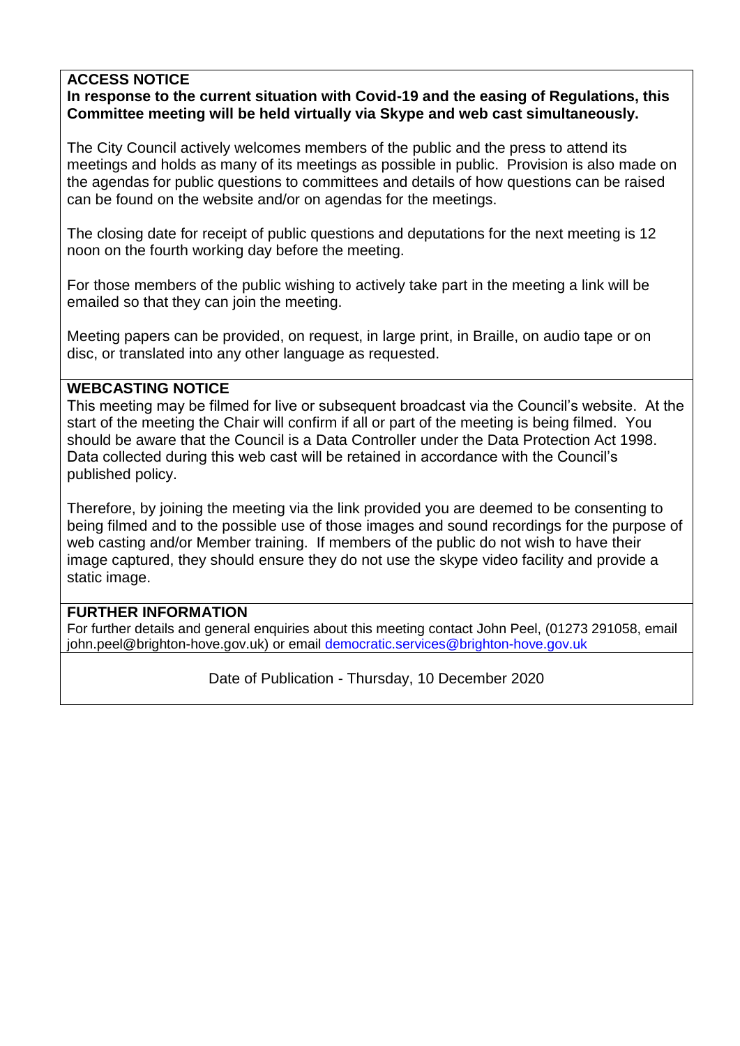**ACCESS NOTICE**

**In response to the current situation with Covid-19 and the easing of Regulations, this Committee meeting will be held virtually via Skype and web cast simultaneously.**

The City Council actively welcomes members of the public and the press to attend its meetings and holds as many of its meetings as possible in public. Provision is also made on the agendas for public questions to committees and details of how questions can be raised can be found on the website and/or on agendas for the meetings.

The closing date for receipt of public questions and deputations for the next meeting is 12 noon on the fourth working day before the meeting.

For those members of the public wishing to actively take part in the meeting a link will be emailed so that they can join the meeting.

Meeting papers can be provided, on request, in large print, in Braille, on audio tape or on disc, or translated into any other language as requested.

**WEBCASTING NOTICE**

This meeting may be filmed for live or subsequent broadcast via the Council's website. At the start of the meeting the Chair will confirm if all or part of the meeting is being filmed. You should be aware that the Council is a Data Controller under the Data Protection Act 1998. Data collected during this web cast will be retained in accordance with the Council's published policy.

Therefore, by joining the meeting via the link provided you are deemed to be consenting to being filmed and to the possible use of those images and sound recordings for the purpose of web casting and/or Member training. If members of the public do not wish to have their image captured, they should ensure they do not use the skype video facility and provide a static image.

**FURTHER INFORMATION**

For further details and general enquiries about this meeting contact John Peel, (01273 291058, email john.peel@brighton-hove.gov.uk) or email democratic.services@brighton-hove.gov.uk

Date of Publication - Thursday, 10 December 2020